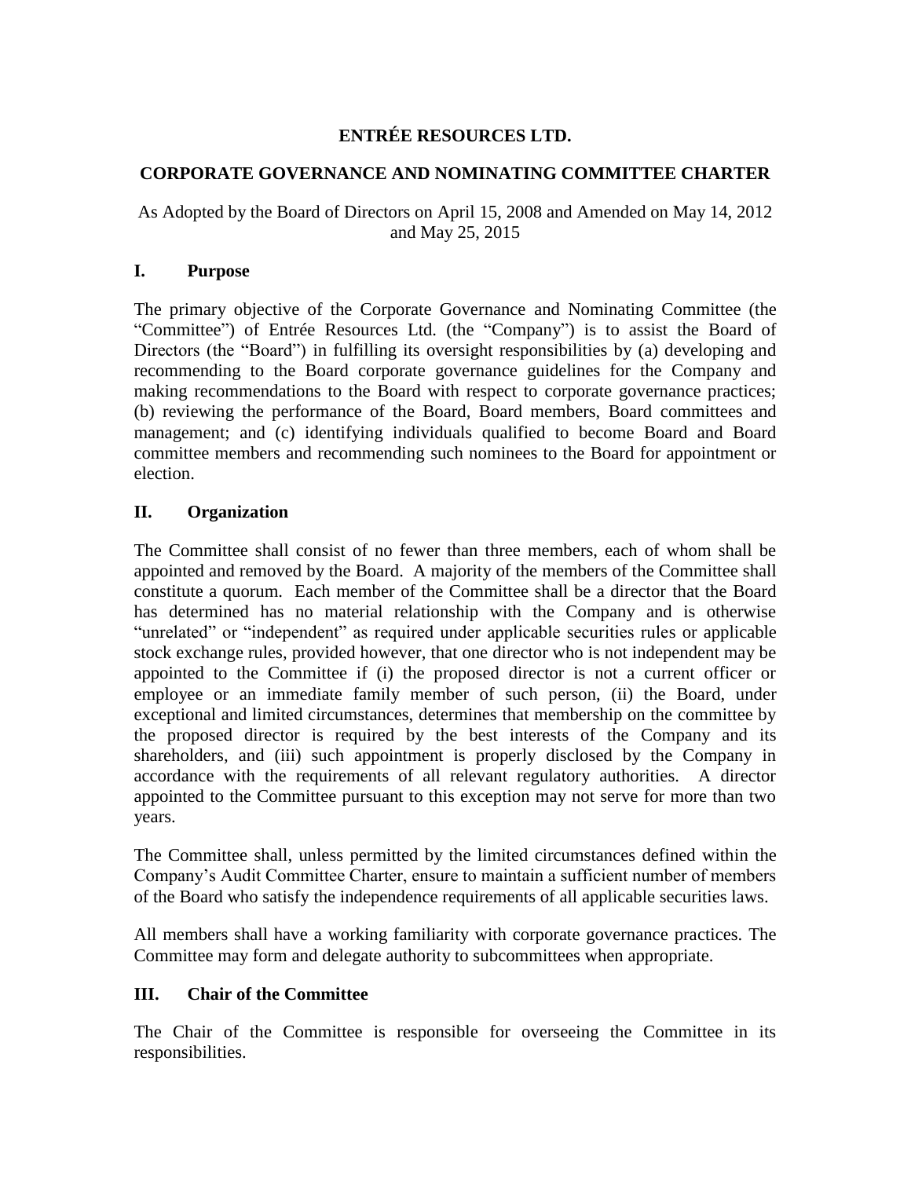# ENTRÉE RESOURCES LTD.

## CORPORATE GOVERNANCE AND NOMINATING COMMITTEE CHARTER

As Adopted by the Board of Directors on April 15, 2008 and Amended on May 14, 2012 and May 25, 2015

### I. Purpose

The primary objective of the Corporate Governance and Nominating Committee (the "Committee") of Entrée Resources Ltd. (the "Company") is to assist the Board of Directors (the "Board") in fulfilling its oversight responsibilities by (a) developing and recommending to the Board corporate governance guidelines for the Company and making recommendations to the Board with respect to corporate governance practices; (b) reviewing the performance of the Board, Board members, Board committees and management; and (c) identifying individuals qualified to become Board and Board committee members and recommending such nominees to the Board for appointment or election.

### II. Organization

The Committee shall consist of no fewer than three members, each of whom shall be appointed and removed by the Board. A majority of the members of the Committee shall constitute a quorum. Each member of the Committee shall be a director that the Board has determined has no material relationship with the Company and is otherwise "unrelated" or "independent" as required under applicable securities rules or applicable stock exchange rules, provided however, that one director who is not independent may be appointed to the Committee if (i) the proposed director is not a current officer or employee or an immediate family member of such person, (ii) the Board, under exceptional and limited circumstances, determines that membership on the committee by the proposed director is required by the best interests of the Company and its shareholders, and (iii) such appointment is properly disclosed by the Company in accordance with the requirements of all relevant regulatory authorities. A director appointed to the Committee pursuant to this exception may not serve for more than two years.

The Committee shall, unless permitted by the limited circumstances defined within the Company's Audit Committee Charter, ensure to maintain a sufficient number of members of the Board who satisfy the independence requirements of all applicable securities laws.

All members shall have a working familiarity with corporate governance practices. The Committee may form and delegate authority to subcommittees when appropriate.

### III. Chair of the Committee

The Chair of the Committee is responsible for overseeing the Committee in its responsibilities.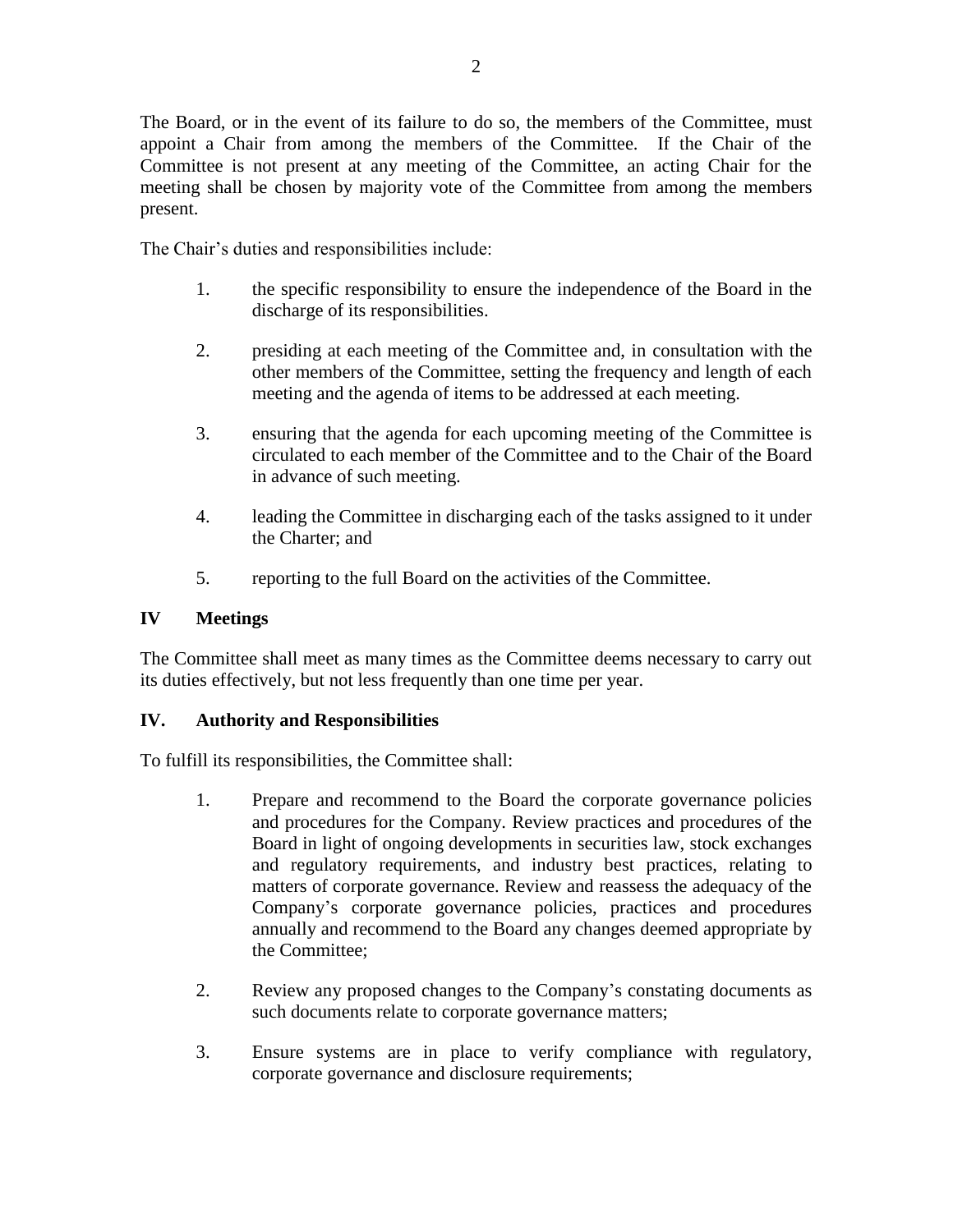The Board, or in the event of its failure to do so, the members of the Committee, must appoint a Chair from among the members of the Committee. If the Chair of the Committee is not present at any meeting of the Committee, an acting Chair for the meeting shall be chosen by majority vote of the Committee from among the members present.

The Chair's duties and responsibilities include:

1. the specific responsibility to ensure the independence of the Board in the discharge of its responsibilities.

2. presiding at each meeting of the Committee and, in consultation with the other members of the Committee, setting the frequency and length of each meeting and the agenda of items to be addressed at each meeting.

3. ensuring that the agenda for each upcoming meeting of the Committee is circulated to each member of the Committee and to the Chair of the Board in advance of such meeting.

4. leading the Committee in discharging each of the tasks assigned to it under the Charter; and

5. reporting to the full Board on the activities of the Committee.

## IV Meetings

The Committee shall meet as many times as the Committee deems necessary to carry out its duties effectively, but not less frequently than one time per year.

## IV. Authority and Responsibilities

To fulfill its responsibilities, the Committee shall:

1. Prepare and recommend to the Board the corporate governance policies and procedures for the Company. Review practices and procedures of the Board in light of ongoing developments in securities law, stock exchanges and regulatory requirements, and industry best practices, relating to matters of corporate governance. Review and reassess the adequacy of the Company's corporate governance policies, practices and procedures annually and recommend to the Board any changes deemed appropriate by the Committee;

2. Review any proposed changes to the Company's constating documents as such documents relate to corporate governance matters;

3. Ensure systems are in place to verify compliance with regulatory, corporate governance and disclosure requirements;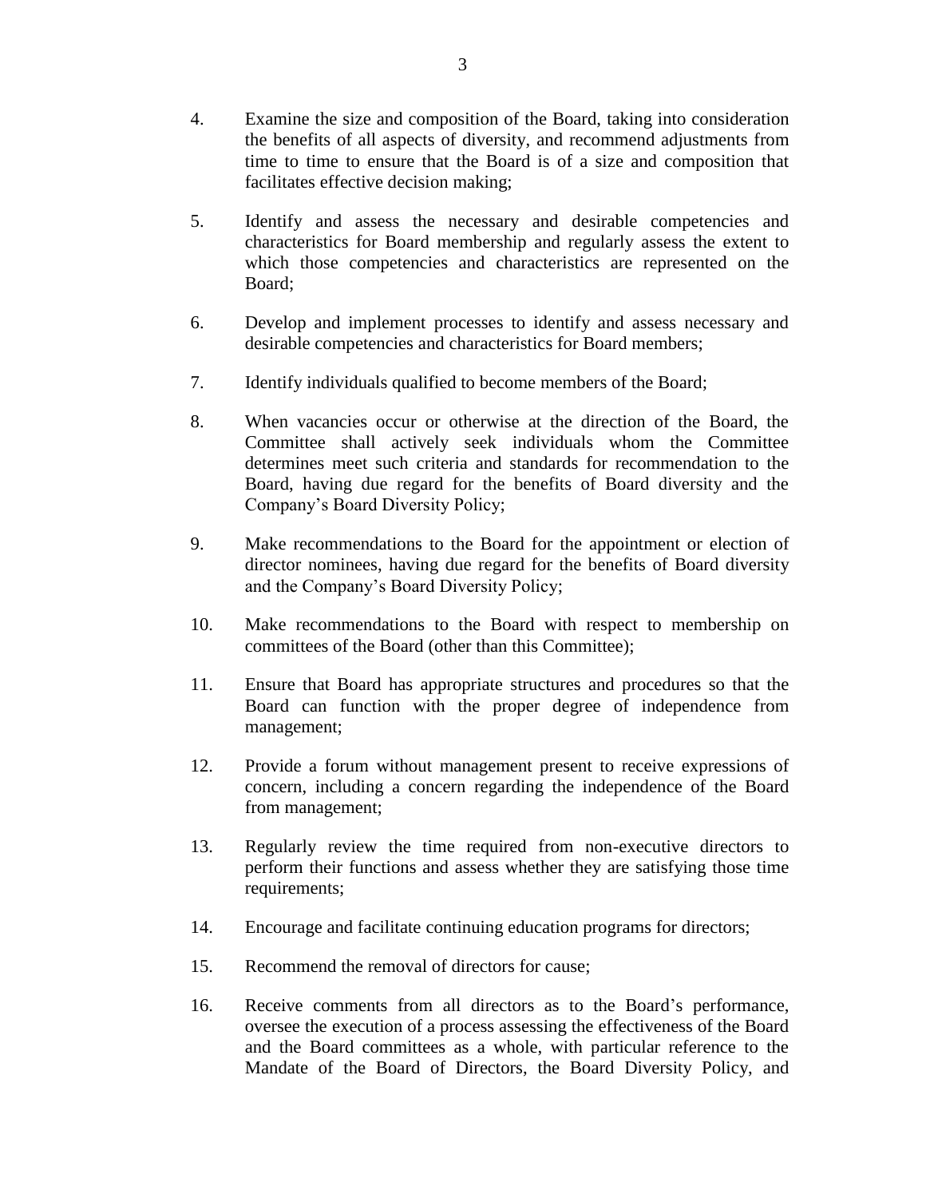4. Examine the size and composition of the Board, taking into consideration the benefits of all aspects of diversity, and recommend adjustments from time to time to ensure that the Board is of a size and composition that facilitates effective decision making;

5. Identify and assess the necessary and desirable competencies and characteristics for Board membership and regularly assess the extent to which those competencies and characteristics are represented on the Board;

6. Develop and implement processes to identify and assess necessary and desirable competencies and characteristics for Board members;

7. Identify individuals qualified to become members of the Board;

8. When vacancies occur or otherwise at the direction of the Board, the Committee shall actively seek individuals whom the Committee determines meet such criteria and standards for recommendation to the Board, having due regard for the benefits of Board diversity and the Company's Board Diversity Policy;

9. Make recommendations to the Board for the appointment or election of director nominees, having due regard for the benefits of Board diversity and the Company's Board Diversity Policy;

10. Make recommendations to the Board with respect to membership on committees of the Board (other than this Committee);

11. Ensure that Board has appropriate structures and procedures so that the Board can function with the proper degree of independence from management;

12. Provide a forum without management present to receive expressions of concern, including a concern regarding the independence of the Board from management;

13. Regularly review the time required from non-executive directors to perform their functions and assess whether they are satisfying those time requirements;

14. Encourage and facilitate continuing education programs for directors;

15. Recommend the removal of directors for cause;

16. Receive comments from all directors as to the Board's performance, oversee the execution of a process assessing the effectiveness of the Board and the Board committees as a whole, with particular reference to the Mandate of the Board of Directors, the Board Diversity Policy, and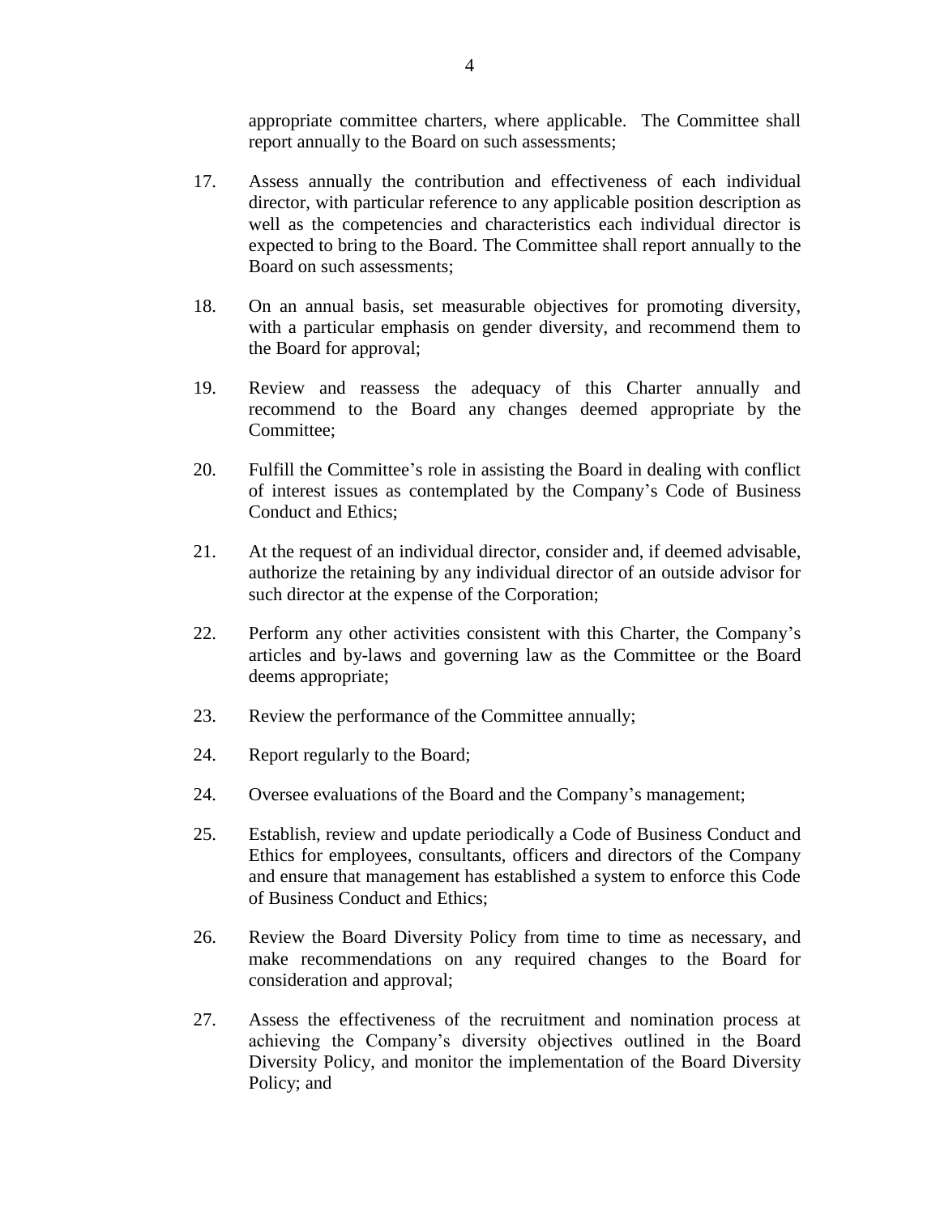appropriate committee charters, where applicable. The Committee shall report annually to the Board on such assessments;

17. Assess annually the contribution and effectiveness of each individual director, with particular reference to any applicable position description as well as the competencies and characteristics each individual director is expected to bring to the Board. The Committee shall report annually to the Board on such assessments;

18. On an annual basis, set measurable objectives for promoting diversity, with a particular emphasis on gender diversity, and recommend them to the Board for approval;

19. Review and reassess the adequacy of this Charter annually and recommend to the Board any changes deemed appropriate by the Committee;

20. Fulfill the Committee's role in assisting the Board in dealing with conflict of interest issues as contemplated by the Company's Code of Business Conduct and Ethics;

21. At the request of an individual director, consider and, if deemed advisable, authorize the retaining by any individual director of an outside advisor for such director at the expense of the Corporation;

22. Perform any other activities consistent with this Charter, the Company's articles and by-laws and governing law as the Committee or the Board deems appropriate;

23. Review the performance of the Committee annually;

24. Report regularly to the Board;

24. Oversee evaluations of the Board and the Company's management;

25. Establish, review and update periodically a Code of Business Conduct and Ethics for employees, consultants, officers and directors of the Company and ensure that management has established a system to enforce this Code of Business Conduct and Ethics;

26. Review the Board Diversity Policy from time to time as necessary, and make recommendations on any required changes to the Board for consideration and approval;

27. Assess the effectiveness of the recruitment and nomination process at achieving the Company's diversity objectives outlined in the Board Diversity Policy, and monitor the implementation of the Board Diversity Policy; and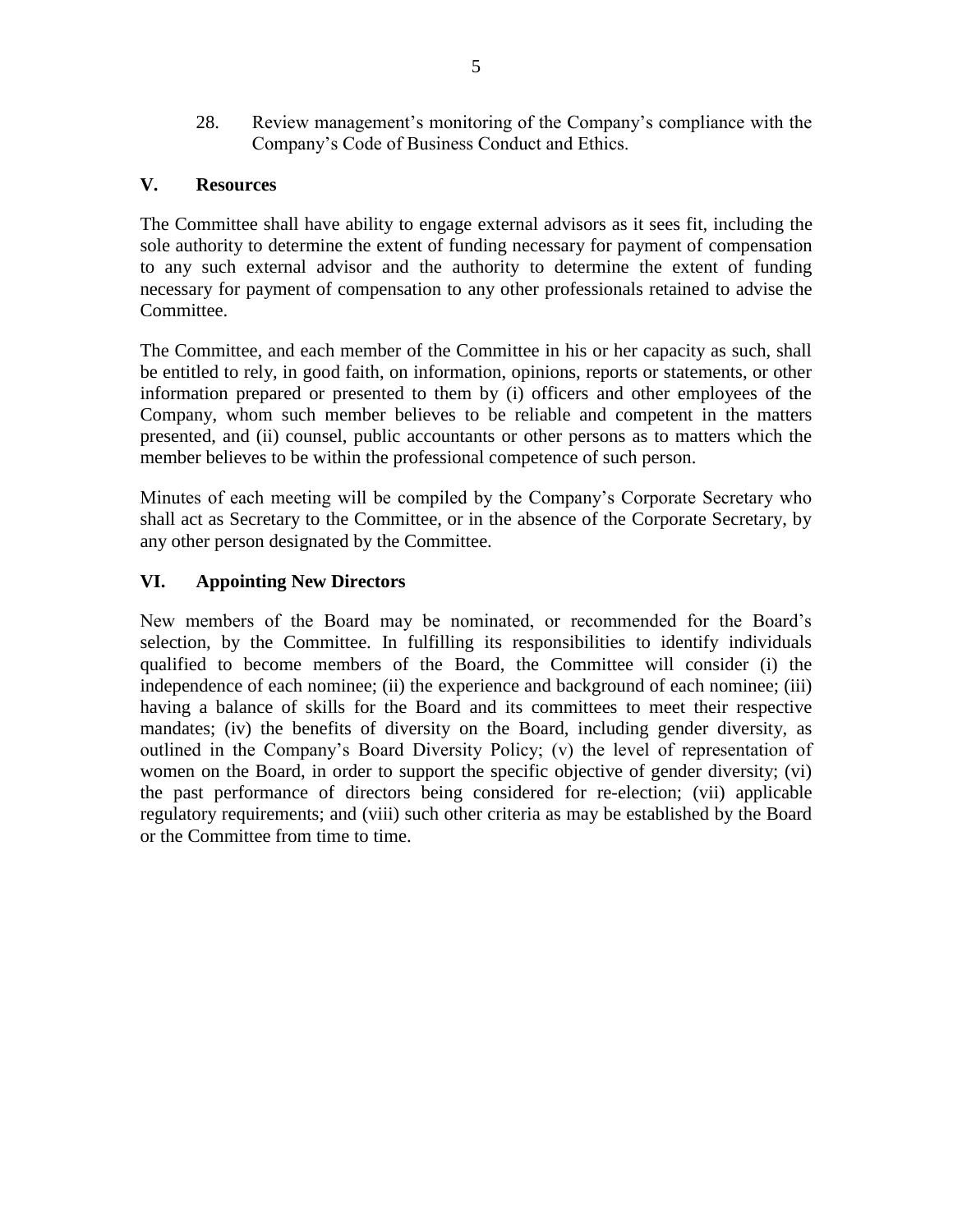28. Review management's monitoring of the Company's compliance with the Company's Code of Business Conduct and Ethics.

## V. Resources

The Committee shall have ability to engage external advisors as it sees fit, including the sole authority to determine the extent of funding necessary for payment of compensation to any such external advisor and the authority to determine the extent of funding necessary for payment of compensation to any other professionals retained to advise the Committee.

The Committee, and each member of the Committee in his or her capacity as such, shall be entitled to rely, in good faith, on information, opinions, reports or statements, or other information prepared or presented to them by (i) officers and other employees of the Company, whom such member believes to be reliable and competent in the matters presented, and (ii) counsel, public accountants or other persons as to matters which the member believes to be within the professional competence of such person.

Minutes of each meeting will be compiled by the Company's Corporate Secretary who shall act as Secretary to the Committee, or in the absence of the Corporate Secretary, by any other person designated by the Committee.

## VI. Appointing New Directors

New members of the Board may be nominated, or recommended for the Board's selection, by the Committee. In fulfilling its responsibilities to identify individuals qualified to become members of the Board, the Committee will consider (i) the independence of each nominee; (ii) the experience and background of each nominee; (iii) having a balance of skills for the Board and its committees to meet their respective mandates; (iv) the benefits of diversity on the Board, including gender diversity, as outlined in the Company's Board Diversity Policy; (v) the level of representation of women on the Board, in order to support the specific objective of gender diversity; (vi) the past performance of directors being considered for re-election; (vii) applicable regulatory requirements; and (viii) such other criteria as may be established by the Board or the Committee from time to time.